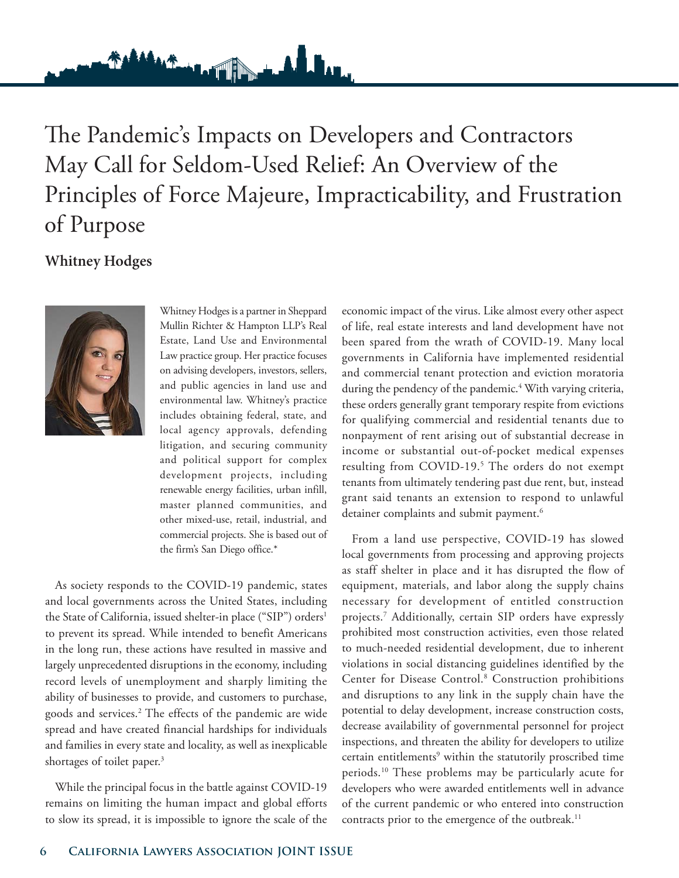# The Pandemic's Impacts on Developers and Contractors May Call for Seldom-Used Relief: An Overview of the Principles of Force Majeure, Impracticability, and Frustration of Purpose

**Whitney Hodges**

Whitney Hodges is a partner in Sheppard Mullin Richter & Hampton LLP's Real Estate, Land Use and Environmental Law practice group. Her practice focuses on advising developers, investors, sellers, and public agencies in land use and environmental law. Whitney's practice includes obtaining federal, state, and local agency approvals, defending litigation, and securing community and political support for complex development projects, including renewable energy facilities, urban infill, master planned communities, and other mixed-use, retail, industrial, and commercial projects. She is based out of the firm's San Diego office.*

As society responds to the COVID-19 pandemic, states and local governments across the United States, including the State of California, issued shelter-in place ("SIP") orders[1] to prevent its spread. While intended to benefit Americans in the long run, these actions have resulted in massive and largely unprecedented disruptions in the economy, including record levels of unemployment and sharply limiting the ability of businesses to provide, and customers to purchase, goods and services.[2] The effects of the pandemic are wide spread and have created financial hardships for individuals and families in every state and locality, as well as inexplicable shortages of toilet paper.[3]

While the principal focus in the battle against COVID-19 remains on limiting the human impact and global efforts to slow its spread, it is impossible to ignore the scale of the economic impact of the virus. Like almost every other aspect of life, real estate interests and land development have not been spared from the wrath of COVID-19. Many local governments in California have implemented residential and commercial tenant protection and eviction moratoria during the pendency of the pandemic.[4] With varying criteria, these orders generally grant temporary respite from evictions for qualifying commercial and residential tenants due to nonpayment of rent arising out of substantial decrease in income or substantial out-of-pocket medical expenses resulting from COVID-19.[5] The orders do not exempt tenants from ultimately tendering past due rent, but, instead grant said tenants an extension to respond to unlawful detainer complaints and submit payment.[6]

From a land use perspective, COVID-19 has slowed local governments from processing and approving projects as staff shelter in place and it has disrupted the flow of equipment, materials, and labor along the supply chains necessary for development of entitled construction projects.[7] Additionally, certain SIP orders have expressly prohibited most construction activities, even those related to much-needed residential development, due to inherent violations in social distancing guidelines identified by the Center for Disease Control.[8] Construction prohibitions and disruptions to any link in the supply chain have the potential to delay development, increase construction costs, decrease availability of governmental personnel for project inspections, and threaten the ability for developers to utilize certain entitlements[9] within the statutorily proscribed time periods.[10] These problems may be particularly acute for developers who were awarded entitlements well in advance of the current pandemic or who entered into construction contracts prior to the emergence of the outbreak.[11]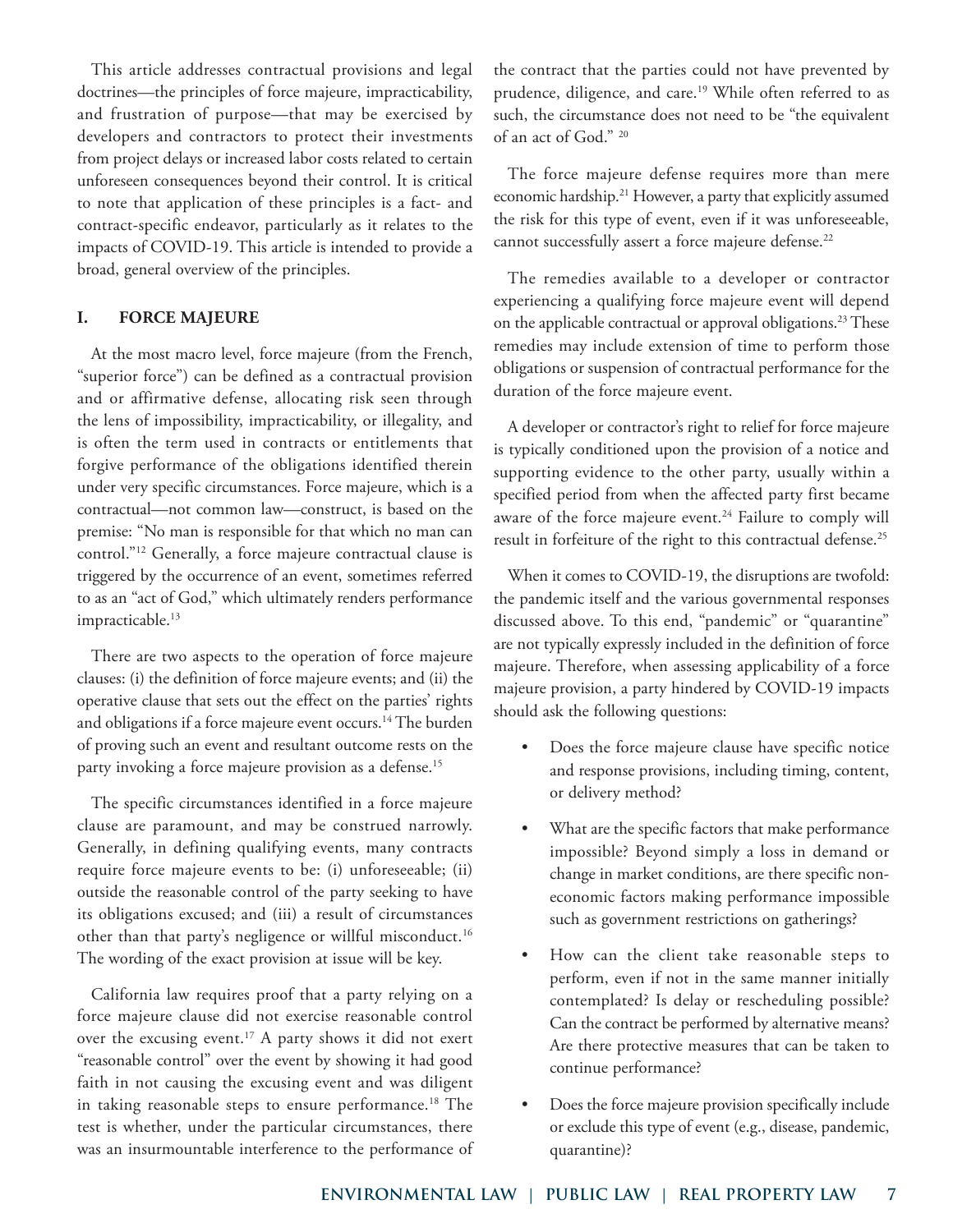This article addresses contractual provisions and legal doctrines—the principles of force majeure, impracticability, and frustration of purpose—that may be exercised by developers and contractors to protect their investments from project delays or increased labor costs related to certain unforeseen consequences beyond their control. It is critical to note that application of these principles is a fact- and contract-specific endeavor, particularly as it relates to the impacts of COVID-19. This article is intended to provide a broad, general overview of the principles.

## I. FORCE MAJEURE

At the most macro level, force majeure (from the French, "superior force") can be defined as a contractual provision and or affirmative defense, allocating risk seen through the lens of impossibility, impracticability, or illegality, and is often the term used in contracts or entitlements that forgive performance of the obligations identified therein under very specific circumstances. Force majeure, which is a contractual—not common law—construct, is based on the premise: "No man is responsible for that which no man can control."[12] Generally, a force majeure contractual clause is triggered by the occurrence of an event, sometimes referred to as an "act of God," which ultimately renders performance impracticable.[13]

There are two aspects to the operation of force majeure clauses: (i) the definition of force majeure events; and (ii) the operative clause that sets out the effect on the parties' rights and obligations if a force majeure event occurs.[14] The burden of proving such an event and resultant outcome rests on the party invoking a force majeure provision as a defense.[15]

The specific circumstances identified in a force majeure clause are paramount, and may be construed narrowly. Generally, in defining qualifying events, many contracts require force majeure events to be: (i) unforeseeable; (ii) outside the reasonable control of the party seeking to have its obligations excused; and (iii) a result of circumstances other than that party's negligence or willful misconduct.[16] The wording of the exact provision at issue will be key.

California law requires proof that a party relying on a force majeure clause did not exercise reasonable control over the excusing event.[17] A party shows it did not exert "reasonable control" over the event by showing it had good faith in not causing the excusing event and was diligent in taking reasonable steps to ensure performance.[18] The test is whether, under the particular circumstances, there was an insurmountable interference to the performance of the contract that the parties could not have prevented by prudence, diligence, and care.[19] While often referred to as such, the circumstance does not need to be "the equivalent of an act of God." [20]

The force majeure defense requires more than mere economic hardship.[21] However, a party that explicitly assumed the risk for this type of event, even if it was unforeseeable, cannot successfully assert a force majeure defense.[22]

The remedies available to a developer or contractor experiencing a qualifying force majeure event will depend on the applicable contractual or approval obligations.[23] These remedies may include extension of time to perform those obligations or suspension of contractual performance for the duration of the force majeure event.

A developer or contractor's right to relief for force majeure is typically conditioned upon the provision of a notice and supporting evidence to the other party, usually within a specified period from when the affected party first became aware of the force majeure event.[24] Failure to comply will result in forfeiture of the right to this contractual defense.[25]

When it comes to COVID-19, the disruptions are twofold: the pandemic itself and the various governmental responses discussed above. To this end, "pandemic" or "quarantine" are not typically expressly included in the definition of force majeure. Therefore, when assessing applicability of a force majeure provision, a party hindered by COVID-19 impacts should ask the following questions:

- Does the force majeure clause have specific notice and response provisions, including timing, content, or delivery method?
- What are the specific factors that make performance impossible? Beyond simply a loss in demand or change in market conditions, are there specific non-economic factors making performance impossible such as government restrictions on gatherings?
- How can the client take reasonable steps to perform, even if not in the same manner initially contemplated? Is delay or rescheduling possible? Can the contract be performed by alternative means? Are there protective measures that can be taken to continue performance?
- Does the force majeure provision specifically include or exclude this type of event (e.g., disease, pandemic, quarantine)?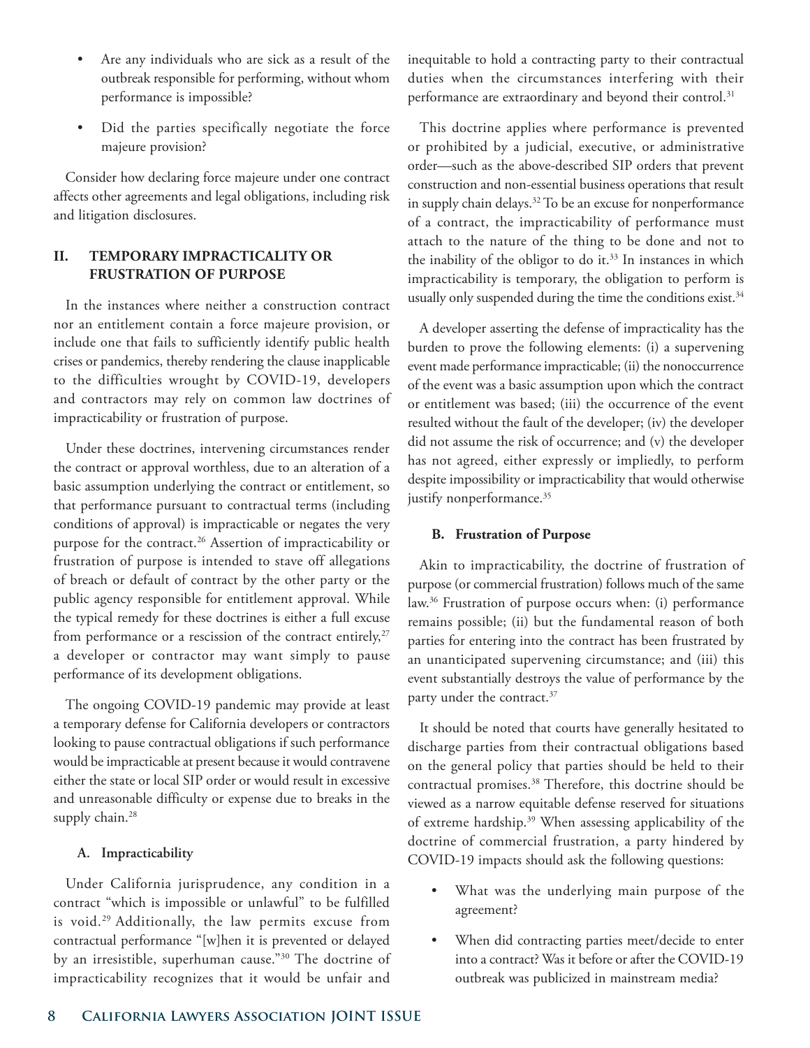- Are any individuals who are sick as a result of the outbreak responsible for performing, without whom performance is impossible?
- Did the parties specifically negotiate the force majeure provision?

Consider how declaring force majeure under one contract affects other agreements and legal obligations, including risk and litigation disclosures.

## II. TEMPORARY IMPRACTICALITY OR FRUSTRATION OF PURPOSE

In the instances where neither a construction contract nor an entitlement contain a force majeure provision, or include one that fails to sufficiently identify public health crises or pandemics, thereby rendering the clause inapplicable to the difficulties wrought by COVID-19, developers and contractors may rely on common law doctrines of impracticability or frustration of purpose.

Under these doctrines, intervening circumstances render the contract or approval worthless, due to an alteration of a basic assumption underlying the contract or entitlement, so that performance pursuant to contractual terms (including conditions of approval) is impracticable or negates the very purpose for the contract.[26] Assertion of impracticability or frustration of purpose is intended to stave off allegations of breach or default of contract by the other party or the public agency responsible for entitlement approval. While the typical remedy for these doctrines is either a full excuse from performance or a rescission of the contract entirely,[27] a developer or contractor may want simply to pause performance of its development obligations.

The ongoing COVID-19 pandemic may provide at least a temporary defense for California developers or contractors looking to pause contractual obligations if such performance would be impracticable at present because it would contravene either the state or local SIP order or would result in excessive and unreasonable difficulty or expense due to breaks in the supply chain.[28]

### A. Impracticability

Under California jurisprudence, any condition in a contract "which is impossible or unlawful" to be fulfilled is void.[29] Additionally, the law permits excuse from contractual performance "[w]hen it is prevented or delayed by an irresistible, superhuman cause."[30] The doctrine of impracticability recognizes that it would be unfair and inequitable to hold a contracting party to their contractual duties when the circumstances interfering with their performance are extraordinary and beyond their control.[31]

This doctrine applies where performance is prevented or prohibited by a judicial, executive, or administrative order—such as the above-described SIP orders that prevent construction and non-essential business operations that result in supply chain delays.[32] To be an excuse for nonperformance of a contract, the impracticability of performance must attach to the nature of the thing to be done and not to the inability of the obligor to do it.[33] In instances in which impracticability is temporary, the obligation to perform is usually only suspended during the time the conditions exist.[34]

A developer asserting the defense of impracticality has the burden to prove the following elements: (i) a supervening event made performance impracticable; (ii) the nonoccurrence of the event was a basic assumption upon which the contract or entitlement was based; (iii) the occurrence of the event resulted without the fault of the developer; (iv) the developer did not assume the risk of occurrence; and (v) the developer has not agreed, either expressly or impliedly, to perform despite impossibility or impracticability that would otherwise justify nonperformance.[35]

### B. Frustration of Purpose

Akin to impracticability, the doctrine of frustration of purpose (or commercial frustration) follows much of the same law.[36] Frustration of purpose occurs when: (i) performance remains possible; (ii) but the fundamental reason of both parties for entering into the contract has been frustrated by an unanticipated supervening circumstance; and (iii) this event substantially destroys the value of performance by the party under the contract.[37]

It should be noted that courts have generally hesitated to discharge parties from their contractual obligations based on the general policy that parties should be held to their contractual promises.[38] Therefore, this doctrine should be viewed as a narrow equitable defense reserved for situations of extreme hardship.[39] When assessing applicability of the doctrine of commercial frustration, a party hindered by COVID-19 impacts should ask the following questions:

- What was the underlying main purpose of the agreement?
- When did contracting parties meet/decide to enter into a contract? Was it before or after the COVID-19 outbreak was publicized in mainstream media?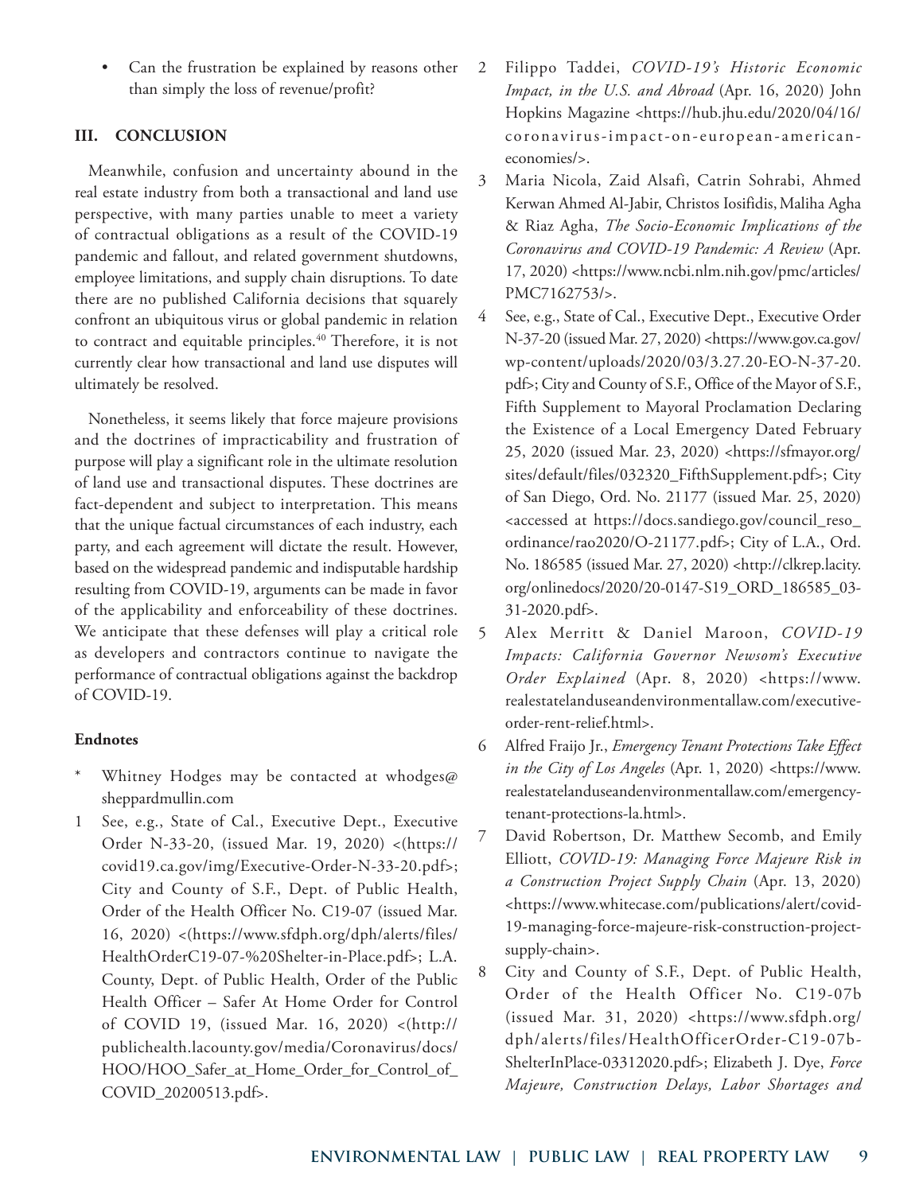- Can the frustration be explained by reasons other than simply the loss of revenue/profit?

## III. CONCLUSION

Meanwhile, confusion and uncertainty abound in the real estate industry from both a transactional and land use perspective, with many parties unable to meet a variety of contractual obligations as a result of the COVID-19 pandemic and fallout, and related government shutdowns, employee limitations, and supply chain disruptions. To date there are no published California decisions that squarely confront an ubiquitous virus or global pandemic in relation to contract and equitable principles.[40] Therefore, it is not currently clear how transactional and land use disputes will ultimately be resolved.

Nonetheless, it seems likely that force majeure provisions and the doctrines of impracticability and frustration of purpose will play a significant role in the ultimate resolution of land use and transactional disputes. These doctrines are fact-dependent and subject to interpretation. This means that the unique factual circumstances of each industry, each party, and each agreement will dictate the result. However, based on the widespread pandemic and indisputable hardship resulting from COVID-19, arguments can be made in favor of the applicability and enforceability of these doctrines. We anticipate that these defenses will play a critical role as developers and contractors continue to navigate the performance of contractual obligations against the backdrop of COVID-19.

**Endnotes**

\* Whitney Hodges may be contacted at whodges@sheppardmullin.com

1 See, e.g., State of Cal., Executive Dept., Executive Order N-33-20, (issued Mar. 19, 2020) <(https://covid19.ca.gov/img/Executive-Order-N-33-20.pdf>; City and County of S.F., Dept. of Public Health, Order of the Health Officer No. C19-07 (issued Mar. 16, 2020) <(https://www.sfdph.org/dph/alerts/files/HealthOrderC19-07-%20Shelter-in-Place.pdf>; L.A. County, Dept. of Public Health, Order of the Public Health Officer – Safer At Home Order for Control of COVID 19, (issued Mar. 16, 2020) <(http://publichealth.lacounty.gov/media/Coronavirus/docs/HOO/HOO_Safer_at_Home_Order_for_Control_of_COVID_20200513.pdf>.

2 Filippo Taddei, *COVID-19's Historic Economic Impact, in the U.S. and Abroad* (Apr. 16, 2020) John Hopkins Magazine <https://hub.jhu.edu/2020/04/16/coronavirus-impact-on-european-american-economies/>.

3 Maria Nicola, Zaid Alsafi, Catrin Sohrabi, Ahmed Kerwan Ahmed Al-Jabir, Christos Iosifidis, Maliha Agha & Riaz Agha, *The Socio-Economic Implications of the Coronavirus and COVID-19 Pandemic: A Review* (Apr. 17, 2020) <https://www.ncbi.nlm.nih.gov/pmc/articles/PMC7162753/>.

4 See, e.g., State of Cal., Executive Dept., Executive Order N-37-20 (issued Mar. 27, 2020) <https://www.gov.ca.gov/wp-content/uploads/2020/03/3.27.20-EO-N-37-20.pdf>; City and County of S.F., Office of the Mayor of S.F., Fifth Supplement to Mayoral Proclamation Declaring the Existence of a Local Emergency Dated February 25, 2020 (issued Mar. 23, 2020) <https://sfmayor.org/sites/default/files/032320_FifthSupplement.pdf>; City of San Diego, Ord. No. 21177 (issued Mar. 25, 2020) <accessed at https://docs.sandiego.gov/council_reso_ordinance/rao2020/O-21177.pdf>; City of L.A., Ord. No. 186585 (issued Mar. 27, 2020) <http://clkrep.lacity.org/onlinedocs/2020/20-0147-S19_ORD_186585_03-31-2020.pdf>.

5 Alex Merritt & Daniel Maroon, *COVID-19 Impacts: California Governor Newsom's Executive Order Explained* (Apr. 8, 2020) <https://www.realestatelanduseandenvironmentallaw.com/executive-order-rent-relief.html>.

6 Alfred Fraijo Jr., *Emergency Tenant Protections Take Effect in the City of Los Angeles* (Apr. 1, 2020) <https://www.realestatelanduseandenvironmentallaw.com/emergency-tenant-protections-la.html>.

7 David Robertson, Dr. Matthew Secomb, and Emily Elliott, *COVID-19: Managing Force Majeure Risk in a Construction Project Supply Chain* (Apr. 13, 2020) <https://www.whitecase.com/publications/alert/covid-19-managing-force-majeure-risk-construction-project-supply-chain>.

8 City and County of S.F., Dept. of Public Health, Order of the Health Officer No. C19-07b (issued Mar. 31, 2020) <https://www.sfdph.org/dph/alerts/files/HealthOfficerOrder-C19-07b-ShelterInPlace-03312020.pdf>; Elizabeth J. Dye, *Force Majeure, Construction Delays, Labor Shortages and*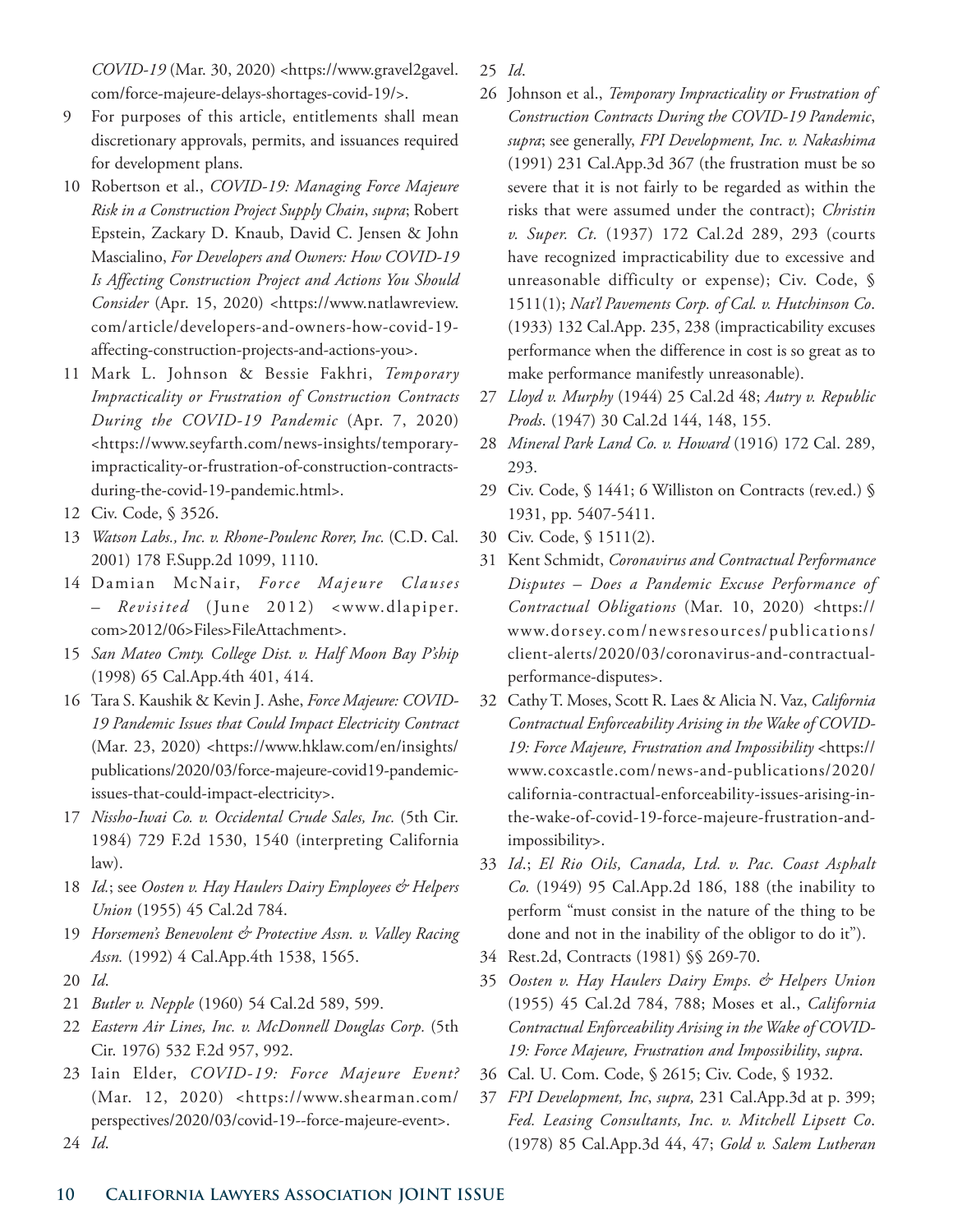*COVID-19* (Mar. 30, 2020) <https://www.gravel2gavel.com/force-majeure-delays-shortages-covid-19/>.

9 For purposes of this article, entitlements shall mean discretionary approvals, permits, and issuances required for development plans.

10 Robertson et al., *COVID-19: Managing Force Majeure Risk in a Construction Project Supply Chain*, *supra*; Robert Epstein, Zackary D. Knaub, David C. Jensen & John Mascialino, *For Developers and Owners: How COVID-19 Is Affecting Construction Project and Actions You Should Consider* (Apr. 15, 2020) <https://www.natlawreview.com/article/developers-and-owners-how-covid-19-affecting-construction-projects-and-actions-you>.

11 Mark L. Johnson & Bessie Fakhri, *Temporary Impracticality or Frustration of Construction Contracts During the COVID-19 Pandemic* (Apr. 7, 2020) <https://www.seyfarth.com/news-insights/temporary-impracticality-or-frustration-of-construction-contracts-during-the-covid-19-pandemic.html>.

12 Civ. Code, § 3526.

13 *Watson Labs., Inc. v. Rhone-Poulenc Rorer, Inc.* (C.D. Cal. 2001) 178 F.Supp.2d 1099, 1110.

14 Damian McNair, *Force Majeure Clauses – Revisited* (June 2012) <www.dlapiper.com>2012/06>Files>FileAttachment>.

15 *San Mateo Cmty. College Dist. v. Half Moon Bay P'ship* (1998) 65 Cal.App.4th 401, 414.

16 Tara S. Kaushik & Kevin J. Ashe, *Force Majeure: COVID-19 Pandemic Issues that Could Impact Electricity Contract* (Mar. 23, 2020) <https://www.hklaw.com/en/insights/publications/2020/03/force-majeure-covid19-pandemic-issues-that-could-impact-electricity>.

17 *Nissho-Iwai Co. v. Occidental Crude Sales, Inc.* (5th Cir. 1984) 729 F.2d 1530, 1540 (interpreting California law).

18 *Id.*; see *Oosten v. Hay Haulers Dairy Employees & Helpers Union* (1955) 45 Cal.2d 784.

19 *Horsemen's Benevolent & Protective Assn. v. Valley Racing Assn.* (1992) 4 Cal.App.4th 1538, 1565.

20 *Id*.

21 *Butler v. Nepple* (1960) 54 Cal.2d 589, 599.

22 *Eastern Air Lines, Inc. v. McDonnell Douglas Corp.* (5th Cir. 1976) 532 F.2d 957, 992.

23 Iain Elder, *COVID-19: Force Majeure Event?* (Mar. 12, 2020) <https://www.shearman.com/perspectives/2020/03/covid-19--force-majeure-event>.

24 *Id*.

25 *Id*.

26 Johnson et al., *Temporary Impracticality or Frustration of Construction Contracts During the COVID-19 Pandemic*, *supra*; see generally, *FPI Development, Inc. v. Nakashima* (1991) 231 Cal.App.3d 367 (the frustration must be so severe that it is not fairly to be regarded as within the risks that were assumed under the contract); *Christin v. Super. Ct.* (1937) 172 Cal.2d 289, 293 (courts have recognized impracticability due to excessive and unreasonable difficulty or expense); Civ. Code, § 1511(1); *Nat'l Pavements Corp. of Cal. v. Hutchinson Co*. (1933) 132 Cal.App. 235, 238 (impracticability excuses performance when the difference in cost is so great as to make performance manifestly unreasonable).

27 *Lloyd v. Murphy* (1944) 25 Cal.2d 48; *Autry v. Republic Prods*. (1947) 30 Cal.2d 144, 148, 155.

28 *Mineral Park Land Co. v. Howard* (1916) 172 Cal. 289, 293.

29 Civ. Code, § 1441; 6 Williston on Contracts (rev.ed.) § 1931, pp. 5407-5411.

30 Civ. Code, § 1511(2).

31 Kent Schmidt, *Coronavirus and Contractual Performance Disputes – Does a Pandemic Excuse Performance of Contractual Obligations* (Mar. 10, 2020) <https://www.dorsey.com/newsresources/publications/client-alerts/2020/03/coronavirus-and-contractual-performance-disputes>.

32 Cathy T. Moses, Scott R. Laes & Alicia N. Vaz, *California Contractual Enforceability Arising in the Wake of COVID-19: Force Majeure, Frustration and Impossibility* <https://www.coxcastle.com/news-and-publications/2020/california-contractual-enforceability-issues-arising-in-the-wake-of-covid-19-force-majeure-frustration-and-impossibility>.

33 *Id*.; *El Rio Oils, Canada, Ltd. v. Pac. Coast Asphalt Co.* (1949) 95 Cal.App.2d 186, 188 (the inability to perform "must consist in the nature of the thing to be done and not in the inability of the obligor to do it").

34 Rest.2d, Contracts (1981) §§ 269-70.

35 *Oosten v. Hay Haulers Dairy Emps. & Helpers Union* (1955) 45 Cal.2d 784, 788; Moses et al., *California Contractual Enforceability Arising in the Wake of COVID-19: Force Majeure, Frustration and Impossibility*, *supra*.

36 Cal. U. Com. Code, § 2615; Civ. Code, § 1932.

37 *FPI Development, Inc*, *supra,* 231 Cal.App.3d at p. 399; *Fed. Leasing Consultants, Inc. v. Mitchell Lipsett Co*. (1978) 85 Cal.App.3d 44, 47; *Gold v. Salem Lutheran*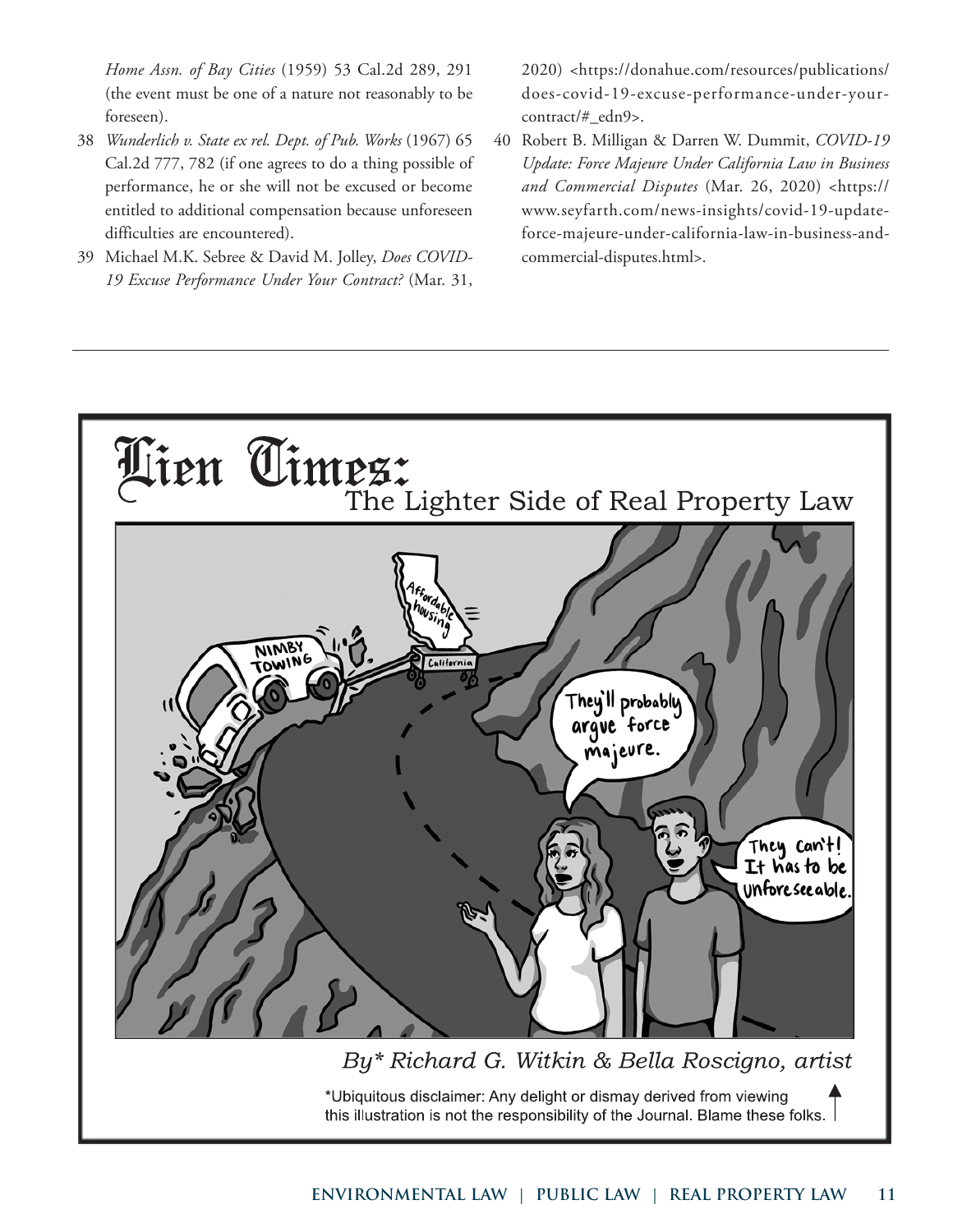*Home Assn. of Bay Cities* (1959) 53 Cal.2d 289, 291 (the event must be one of a nature not reasonably to be foreseen).

38 *Wunderlich v. State ex rel. Dept. of Pub. Works* (1967) 65 Cal.2d 777, 782 (if one agrees to do a thing possible of performance, he or she will not be excused or become entitled to additional compensation because unforeseen difficulties are encountered).

39 Michael M.K. Sebree & David M. Jolley, *Does COVID-19 Excuse Performance Under Your Contract?* (Mar. 31, 2020) <https://donahue.com/resources/publications/does-covid-19-excuse-performance-under-your-contract/#_edn9>.

40 Robert B. Milligan & Darren W. Dummit, *COVID-19 Update: Force Majeure Under California Law in Business and Commercial Disputes* (Mar. 26, 2020) <https://www.seyfarth.com/news-insights/covid-19-update-force-majeure-under-california-law-in-business-and-commercial-disputes.html>.

---

# Lien Times:

## The Lighter Side of Real Property Law

*By\* Richard G. Witkin & Bella Roscigno, artist*

\*Ubiquitous disclaimer: Any delight or dismay derived from viewing this illustration is not the responsibility of the Journal. Blame these folks.